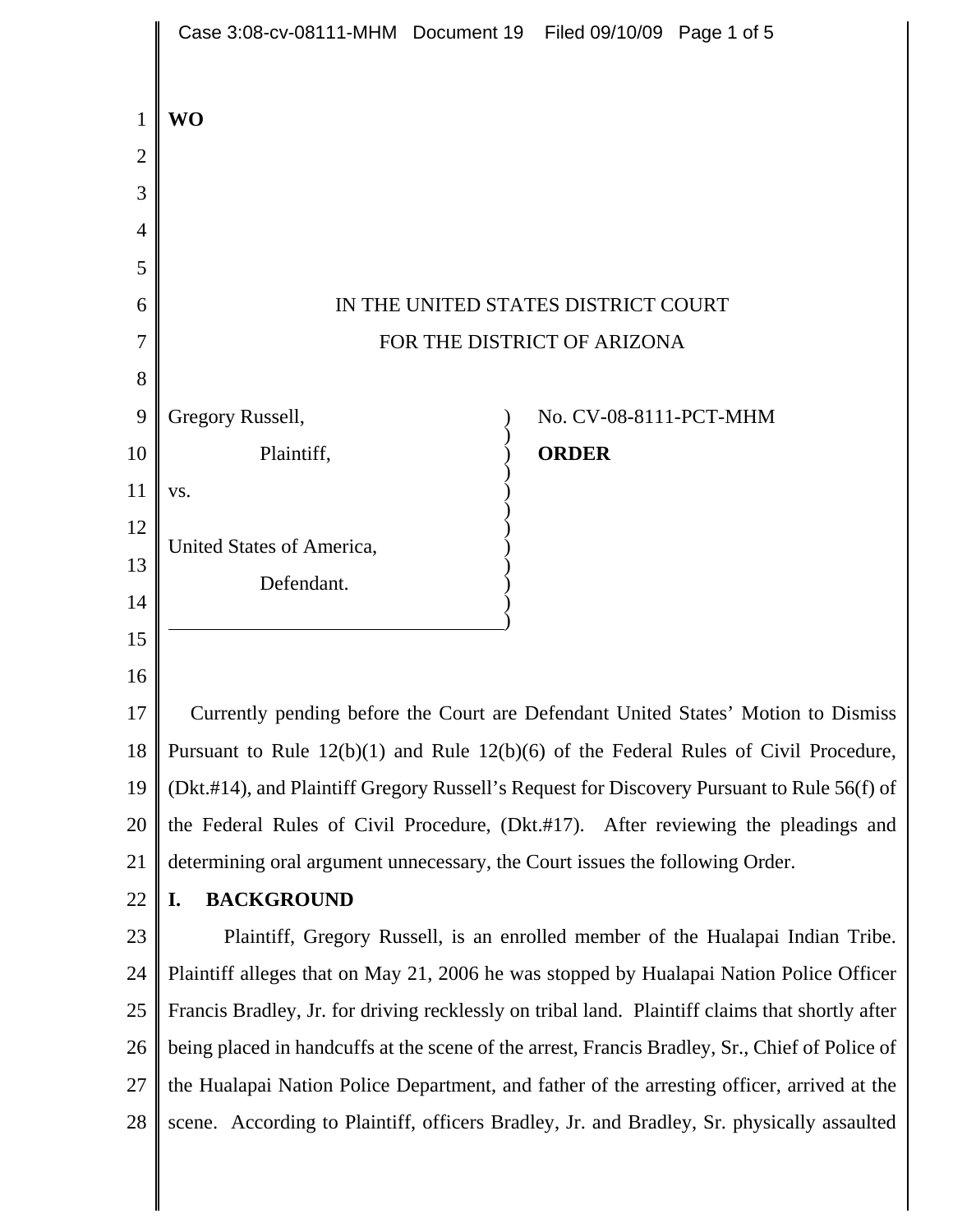**WO**

IN THE UNITED STATES DISTRICT COURT
FOR THE DISTRICT OF ARIZONA

Gregory Russell,

Plaintiff,

vs.

United States of America,

Defendant.

No. CV-08-8111-PCT-MHM

**ORDER**

Currently pending before the Court are Defendant United States' Motion to Dismiss Pursuant to Rule 12(b)(1) and Rule 12(b)(6) of the Federal Rules of Civil Procedure, (Dkt.#14), and Plaintiff Gregory Russell's Request for Discovery Pursuant to Rule 56(f) of the Federal Rules of Civil Procedure, (Dkt.#17). After reviewing the pleadings and determining oral argument unnecessary, the Court issues the following Order.

## I. BACKGROUND

Plaintiff, Gregory Russell, is an enrolled member of the Hualapai Indian Tribe. Plaintiff alleges that on May 21, 2006 he was stopped by Hualapai Nation Police Officer Francis Bradley, Jr. for driving recklessly on tribal land. Plaintiff claims that shortly after being placed in handcuffs at the scene of the arrest, Francis Bradley, Sr., Chief of Police of the Hualapai Nation Police Department, and father of the arresting officer, arrived at the scene. According to Plaintiff, officers Bradley, Jr. and Bradley, Sr. physically assaulted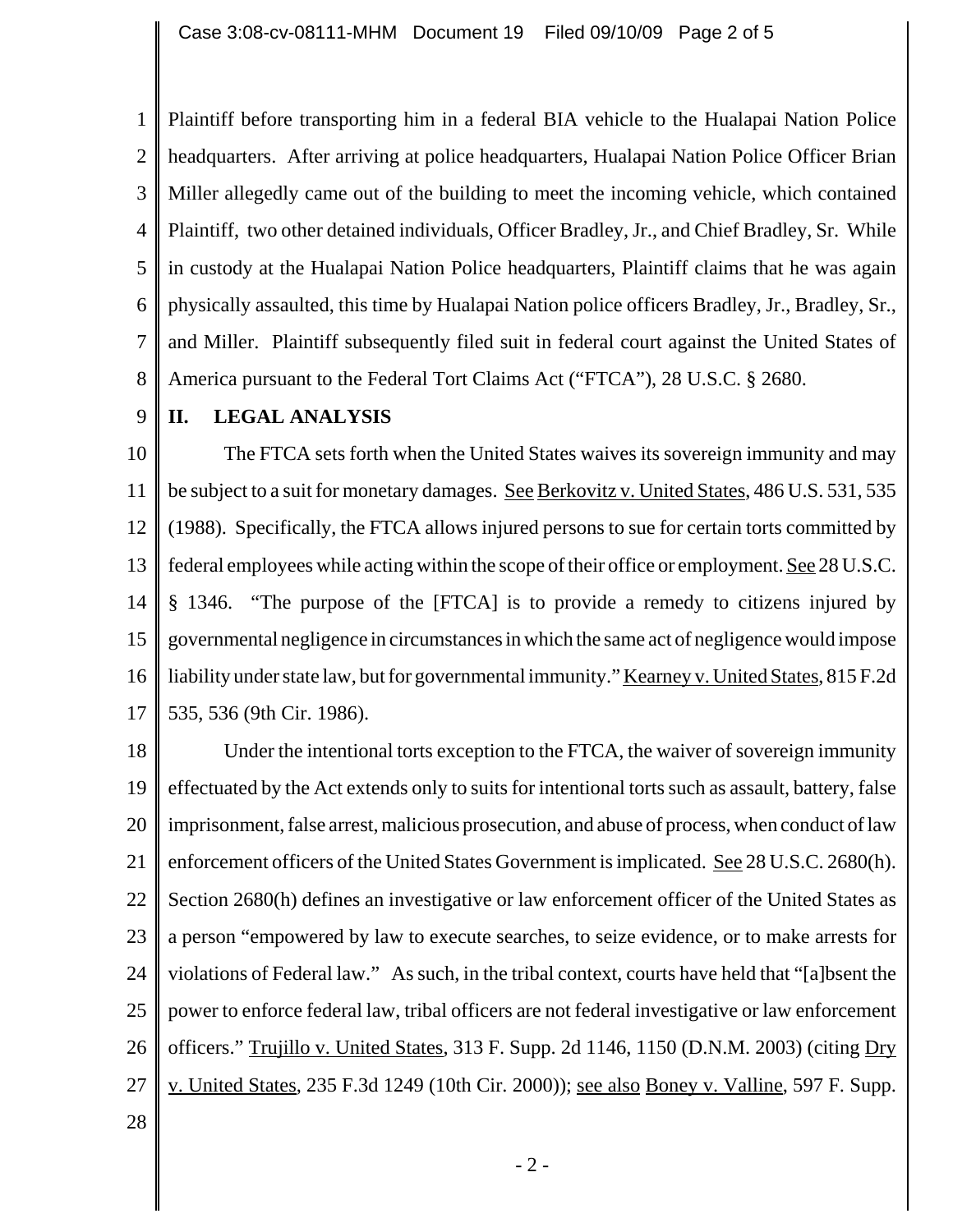Plaintiff before transporting him in a federal BIA vehicle to the Hualapai Nation Police headquarters. After arriving at police headquarters, Hualapai Nation Police Officer Brian Miller allegedly came out of the building to meet the incoming vehicle, which contained Plaintiff, two other detained individuals, Officer Bradley, Jr., and Chief Bradley, Sr. While in custody at the Hualapai Nation Police headquarters, Plaintiff claims that he was again physically assaulted, this time by Hualapai Nation police officers Bradley, Jr., Bradley, Sr., and Miller. Plaintiff subsequently filed suit in federal court against the United States of America pursuant to the Federal Tort Claims Act ("FTCA"), 28 U.S.C. § 2680.

## II. LEGAL ANALYSIS

The FTCA sets forth when the United States waives its sovereign immunity and may be subject to a suit for monetary damages. See Berkovitz v. United States, 486 U.S. 531, 535 (1988). Specifically, the FTCA allows injured persons to sue for certain torts committed by federal employees while acting within the scope of their office or employment. See 28 U.S.C. § 1346. "The purpose of the [FTCA] is to provide a remedy to citizens injured by governmental negligence in circumstances in which the same act of negligence would impose liability under state law, but for governmental immunity." Kearney v. United States, 815 F.2d 535, 536 (9th Cir. 1986).

Under the intentional torts exception to the FTCA, the waiver of sovereign immunity effectuated by the Act extends only to suits for intentional torts such as assault, battery, false imprisonment, false arrest, malicious prosecution, and abuse of process, when conduct of law enforcement officers of the United States Government is implicated. See 28 U.S.C. 2680(h). Section 2680(h) defines an investigative or law enforcement officer of the United States as a person "empowered by law to execute searches, to seize evidence, or to make arrests for violations of Federal law." As such, in the tribal context, courts have held that "[a]bsent the power to enforce federal law, tribal officers are not federal investigative or law enforcement officers." Trujillo v. United States, 313 F. Supp. 2d 1146, 1150 (D.N.M. 2003) (citing Dry v. United States, 235 F.3d 1249 (10th Cir. 2000)); see also Boney v. Valline, 597 F. Supp.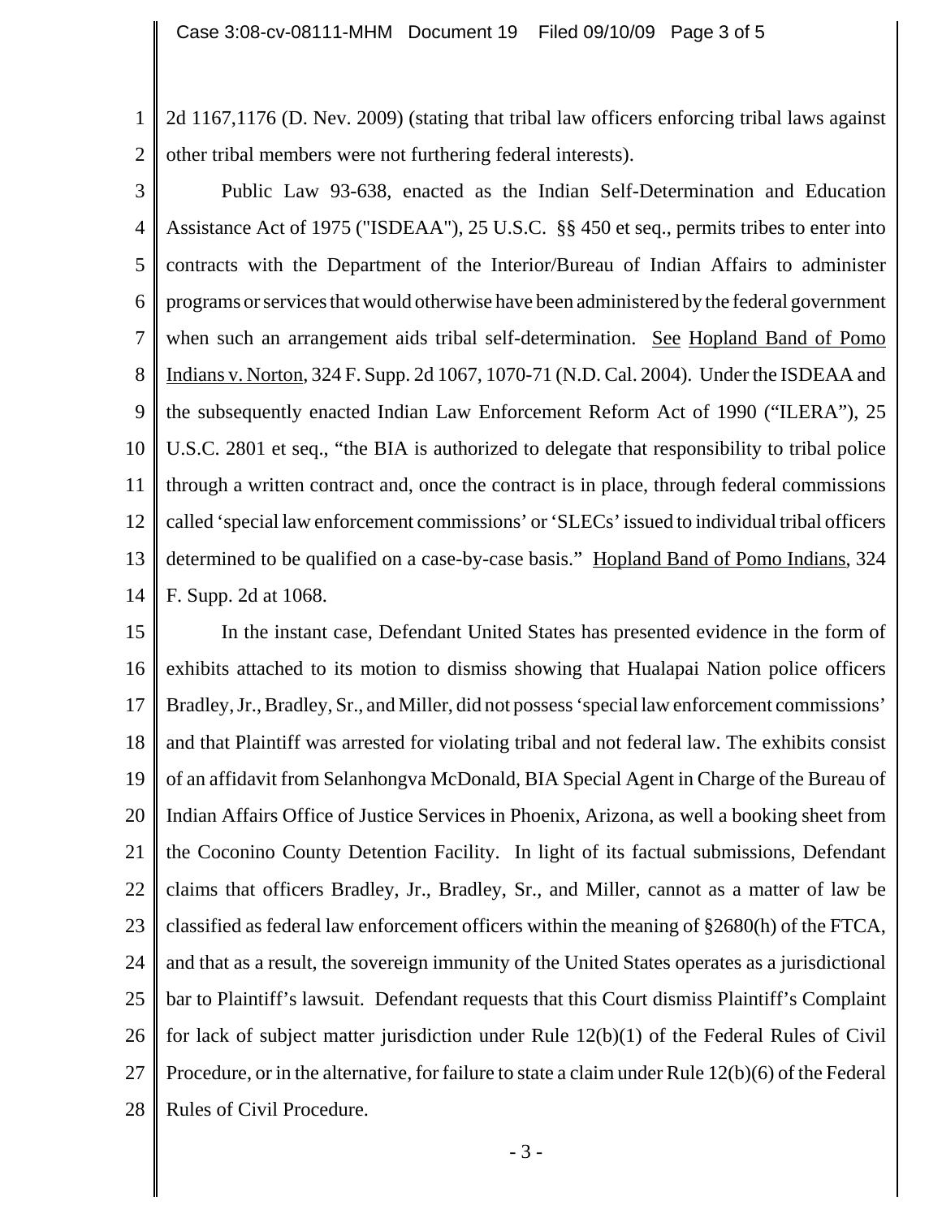2d 1167,1176 (D. Nev. 2009) (stating that tribal law officers enforcing tribal laws against other tribal members were not furthering federal interests).

Public Law 93-638, enacted as the Indian Self-Determination and Education Assistance Act of 1975 ("ISDEAA"), 25 U.S.C. §§ 450 et seq., permits tribes to enter into contracts with the Department of the Interior/Bureau of Indian Affairs to administer programs or services that would otherwise have been administered by the federal government when such an arrangement aids tribal self-determination. See Hopland Band of Pomo Indians v. Norton, 324 F. Supp. 2d 1067, 1070-71 (N.D. Cal. 2004). Under the ISDEAA and the subsequently enacted Indian Law Enforcement Reform Act of 1990 ("ILERA"), 25 U.S.C. 2801 et seq., "the BIA is authorized to delegate that responsibility to tribal police through a written contract and, once the contract is in place, through federal commissions called 'special law enforcement commissions' or 'SLECs' issued to individual tribal officers determined to be qualified on a case-by-case basis." Hopland Band of Pomo Indians, 324 F. Supp. 2d at 1068.

In the instant case, Defendant United States has presented evidence in the form of exhibits attached to its motion to dismiss showing that Hualapai Nation police officers Bradley, Jr., Bradley, Sr., and Miller, did not possess 'special law enforcement commissions' and that Plaintiff was arrested for violating tribal and not federal law. The exhibits consist of an affidavit from Selanhongva McDonald, BIA Special Agent in Charge of the Bureau of Indian Affairs Office of Justice Services in Phoenix, Arizona, as well a booking sheet from the Coconino County Detention Facility. In light of its factual submissions, Defendant claims that officers Bradley, Jr., Bradley, Sr., and Miller, cannot as a matter of law be classified as federal law enforcement officers within the meaning of §2680(h) of the FTCA, and that as a result, the sovereign immunity of the United States operates as a jurisdictional bar to Plaintiff's lawsuit. Defendant requests that this Court dismiss Plaintiff's Complaint for lack of subject matter jurisdiction under Rule 12(b)(1) of the Federal Rules of Civil Procedure, or in the alternative, for failure to state a claim under Rule 12(b)(6) of the Federal Rules of Civil Procedure.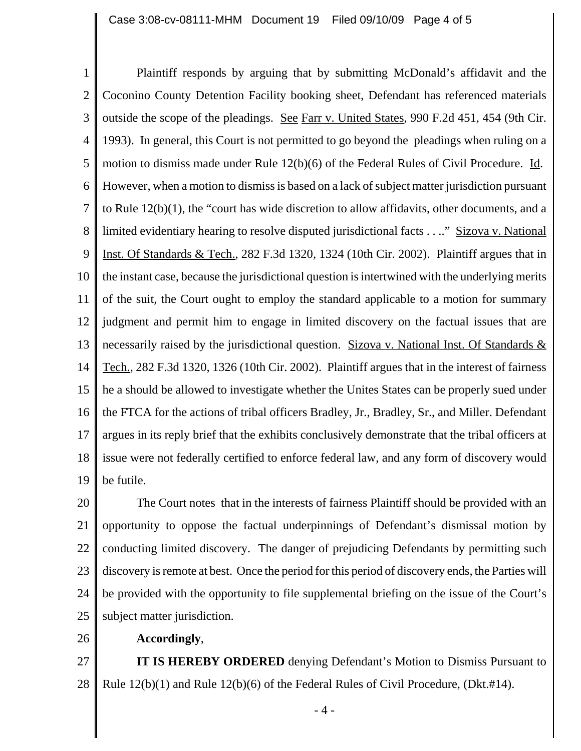Plaintiff responds by arguing that by submitting McDonald's affidavit and the Coconino County Detention Facility booking sheet, Defendant has referenced materials outside the scope of the pleadings. See Farr v. United States, 990 F.2d 451, 454 (9th Cir. 1993). In general, this Court is not permitted to go beyond the pleadings when ruling on a motion to dismiss made under Rule 12(b)(6) of the Federal Rules of Civil Procedure. Id. However, when a motion to dismiss is based on a lack of subject matter jurisdiction pursuant to Rule 12(b)(1), the "court has wide discretion to allow affidavits, other documents, and a limited evidentiary hearing to resolve disputed jurisdictional facts . . .." Sizova v. National Inst. Of Standards & Tech., 282 F.3d 1320, 1324 (10th Cir. 2002). Plaintiff argues that in the instant case, because the jurisdictional question is intertwined with the underlying merits of the suit, the Court ought to employ the standard applicable to a motion for summary judgment and permit him to engage in limited discovery on the factual issues that are necessarily raised by the jurisdictional question. Sizova v. National Inst. Of Standards & Tech., 282 F.3d 1320, 1326 (10th Cir. 2002). Plaintiff argues that in the interest of fairness he a should be allowed to investigate whether the Unites States can be properly sued under the FTCA for the actions of tribal officers Bradley, Jr., Bradley, Sr., and Miller. Defendant argues in its reply brief that the exhibits conclusively demonstrate that the tribal officers at issue were not federally certified to enforce federal law, and any form of discovery would be futile.

The Court notes that in the interests of fairness Plaintiff should be provided with an opportunity to oppose the factual underpinnings of Defendant's dismissal motion by conducting limited discovery. The danger of prejudicing Defendants by permitting such discovery is remote at best. Once the period for this period of discovery ends, the Parties will be provided with the opportunity to file supplemental briefing on the issue of the Court's subject matter jurisdiction.

**Accordingly**,

**IT IS HEREBY ORDERED** denying Defendant's Motion to Dismiss Pursuant to Rule 12(b)(1) and Rule 12(b)(6) of the Federal Rules of Civil Procedure, (Dkt.#14).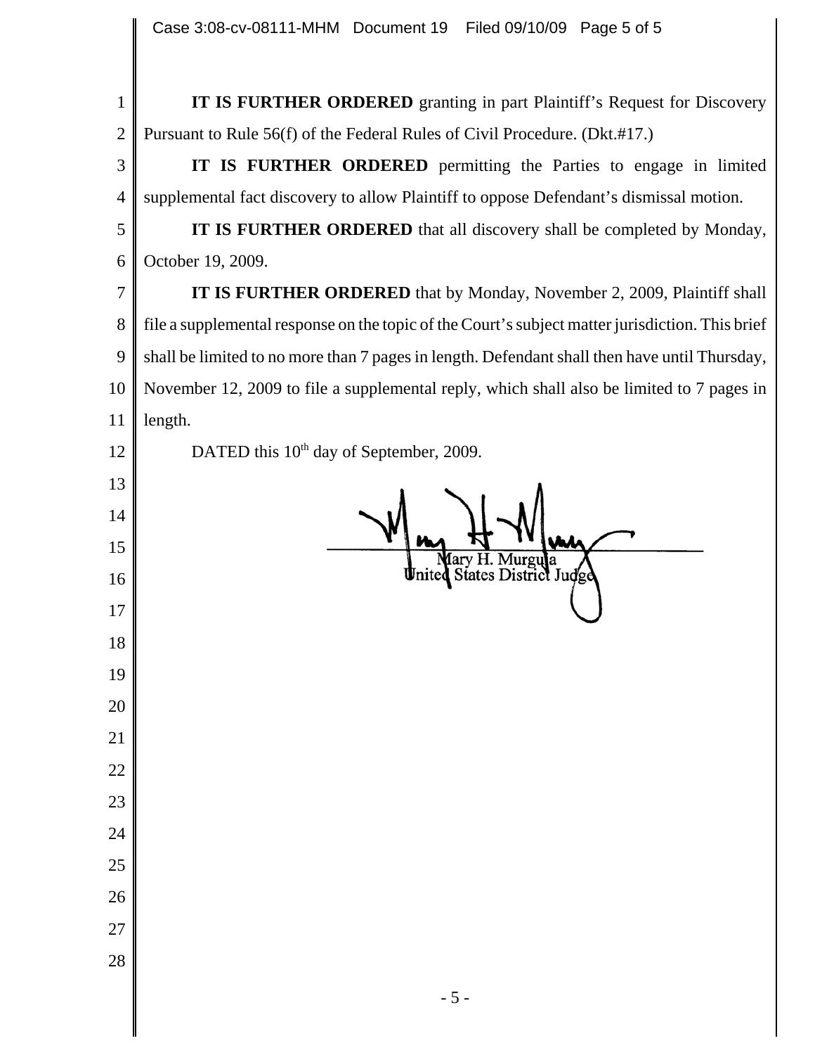**IT IS FURTHER ORDERED** granting in part Plaintiff's Request for Discovery Pursuant to Rule 56(f) of the Federal Rules of Civil Procedure. (Dkt.#17.)

**IT IS FURTHER ORDERED** permitting the Parties to engage in limited supplemental fact discovery to allow Plaintiff to oppose Defendant's dismissal motion.

**IT IS FURTHER ORDERED** that all discovery shall be completed by Monday, October 19, 2009.

**IT IS FURTHER ORDERED** that by Monday, November 2, 2009, Plaintiff shall file a supplemental response on the topic of the Court's subject matter jurisdiction. This brief shall be limited to no more than 7 pages in length. Defendant shall then have until Thursday, November 12, 2009 to file a supplemental reply, which shall also be limited to 7 pages in length.

DATED this 10th day of September, 2009.

Mary H. Murguia
United States District Judge